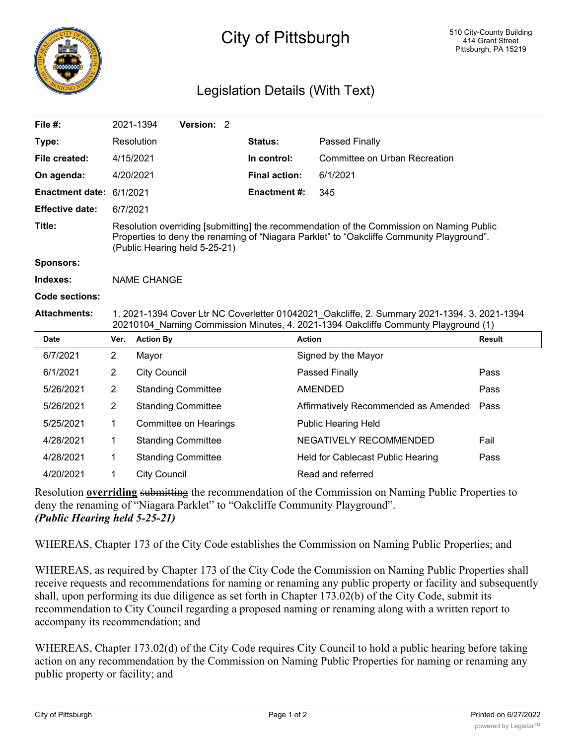# City of Pittsburgh

510 City-County Building
414 Grant Street
Pittsburgh, PA 15219

## Legislation Details (With Text)

| | | | |
|---|---|---|---|
| **File #:** | 2021-1394 **Version:** 2 | | |
| **Type:** | Resolution | **Status:** | Passed Finally |
| **File created:** | 4/15/2021 | **In control:** | Committee on Urban Recreation |
| **On agenda:** | 4/20/2021 | **Final action:** | 6/1/2021 |
| **Enactment date:** | 6/1/2021 | **Enactment #:** | 345 |
| **Effective date:** | 6/7/2021 | | |

**Title:** Resolution overriding [submitting] the recommendation of the Commission on Naming Public Properties to deny the renaming of "Niagara Parklet" to "Oakcliffe Community Playground". (Public Hearing held 5-25-21)

**Sponsors:**

**Indexes:** NAME CHANGE

**Code sections:**

**Attachments:** 1. 2021-1394 Cover Ltr NC Coverletter 01042021_Oakcliffe, 2. Summary 2021-1394, 3. 2021-1394 20210104_Naming Commission Minutes, 4. 2021-1394 Oakcliffe Communty Playground (1)

| Date | Ver. | Action By | Action | Result |
|---|---|---|---|---|
| 6/7/2021 | 2 | Mayor | Signed by the Mayor | |
| 6/1/2021 | 2 | City Council | Passed Finally | Pass |
| 5/26/2021 | 2 | Standing Committee | AMENDED | Pass |
| 5/26/2021 | 2 | Standing Committee | Affirmatively Recommended as Amended | Pass |
| 5/25/2021 | 1 | Committee on Hearings | Public Hearing Held | |
| 4/28/2021 | 1 | Standing Committee | NEGATIVELY RECOMMENDED | Fail |
| 4/28/2021 | 1 | Standing Committee | Held for Cablecast Public Hearing | Pass |
| 4/20/2021 | 1 | City Council | Read and referred | |

Resolution **overriding** ~~submitting~~ the recommendation of the Commission on Naming Public Properties to deny the renaming of "Niagara Parklet" to "Oakcliffe Community Playground".
***(Public Hearing held 5-25-21)***

WHEREAS, Chapter 173 of the City Code establishes the Commission on Naming Public Properties; and

WHEREAS, as required by Chapter 173 of the City Code the Commission on Naming Public Properties shall receive requests and recommendations for naming or renaming any public property or facility and subsequently shall, upon performing its due diligence as set forth in Chapter 173.02(b) of the City Code, submit its recommendation to City Council regarding a proposed naming or renaming along with a written report to accompany its recommendation; and

WHEREAS, Chapter 173.02(d) of the City Code requires City Council to hold a public hearing before taking action on any recommendation by the Commission on Naming Public Properties for naming or renaming any public property or facility; and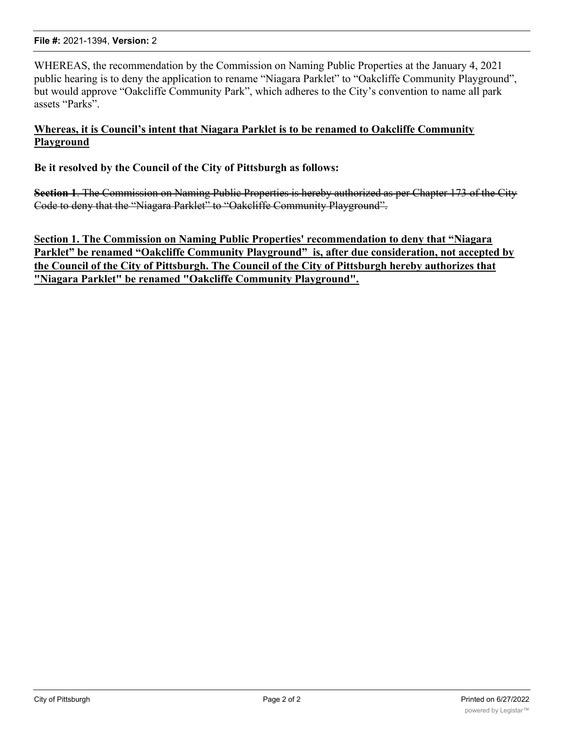WHEREAS, the recommendation by the Commission on Naming Public Properties at the January 4, 2021 public hearing is to deny the application to rename "Niagara Parklet" to "Oakcliffe Community Playground", but would approve "Oakcliffe Community Park", which adheres to the City's convention to name all park assets "Parks".

<u>**Whereas, it is Council's intent that Niagara Parklet is to be renamed to Oakcliffe Community Playground**</u>

**Be it resolved by the Council of the City of Pittsburgh as follows:**

~~**Section 1**. The Commission on Naming Public Properties is hereby authorized as per Chapter 173 of the City Code to deny that the "Niagara Parklet" to "Oakcliffe Community Playground".~~

<u>**Section 1. The Commission on Naming Public Properties' recommendation to deny that "Niagara Parklet" be renamed "Oakcliffe Community Playground" is, after due consideration, not accepted by the Council of the City of Pittsburgh. The Council of the City of Pittsburgh hereby authorizes that "Niagara Parklet" be renamed "Oakcliffe Community Playground".**</u>